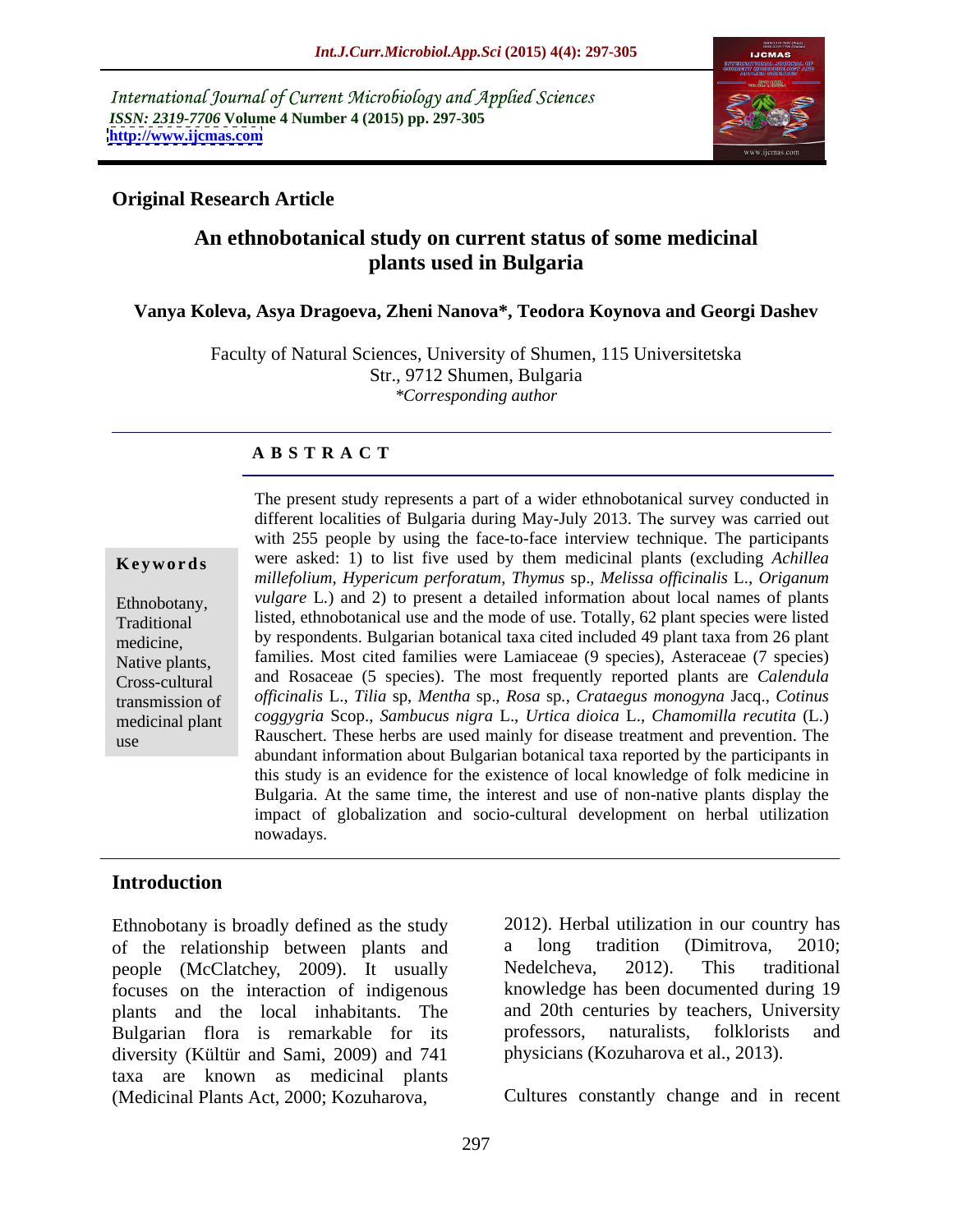International Journal of Current Microbiology and Applied Sciences
*ISSN: 2319-7706* **Volume 4 Number 4 (2015) pp. 297-305**
**http://www.ijcmas.com**

**Original Research Article**

# An ethnobotanical study on current status of some medicinal plants used in Bulgaria

**Vanya Koleva, Asya Dragoeva, Zheni Nanova\*, Teodora Koynova and Georgi Dashev**

Faculty of Natural Sciences, University of Shumen, 115 Universitetska Str., 9712 Shumen, Bulgaria
*\*Corresponding author*

## ABSTRACT

**Keywords**

Ethnobotany, Traditional medicine, Native plants, Cross-cultural transmission of medicinal plant use

The present study represents a part of a wider ethnobotanical survey conducted in different localities of Bulgaria during May-July 2013. The survey was carried out with 255 people by using the face-to-face interview technique. The participants were asked: 1) to list five used by them medicinal plants (excluding *Achillea millefolium*, *Hypericum perforatum*, *Thymus* sp., *Melissa officinalis* L., *Origanum vulgare* L.) and 2) to present a detailed information about local names of plants listed, ethnobotanical use and the mode of use. Totally, 62 plant species were listed by respondents. Bulgarian botanical taxa cited included 49 plant taxa from 26 plant families. Most cited families were Lamiaceae (9 species), Asteraceae (7 species) and Rosaceae (5 species). The most frequently reported plants are *Calendula officinalis* L., *Tilia* sp, *Mentha* sp., *Rosa* sp., *Crataegus monogyna* Jacq., *Cotinus coggygria* Scop., *Sambucus nigra* L., *Urtica dioica* L., *Chamomilla recutita* (L.) Rauschert. These herbs are used mainly for disease treatment and prevention. The abundant information about Bulgarian botanical taxa reported by the participants in this study is an evidence for the existence of local knowledge of folk medicine in Bulgaria. At the same time, the interest and use of non-native plants display the impact of globalization and socio-cultural development on herbal utilization nowadays.

## Introduction

Ethnobotany is broadly defined as the study of the relationship between plants and people (McClatchey, 2009). It usually focuses on the interaction of indigenous plants and the local inhabitants. The Bulgarian flora is remarkable for its diversity (Kültür and Sami, 2009) and 741 taxa are known as medicinal plants (Medicinal Plants Act, 2000; Kozuharova, 2012). Herbal utilization in our country has a long tradition (Dimitrova, 2010; Nedelcheva, 2012). This traditional knowledge has been documented during 19 and 20th centuries by teachers, University professors, naturalists, folklorists and physicians (Kozuharova et al., 2013).

Cultures constantly change and in recent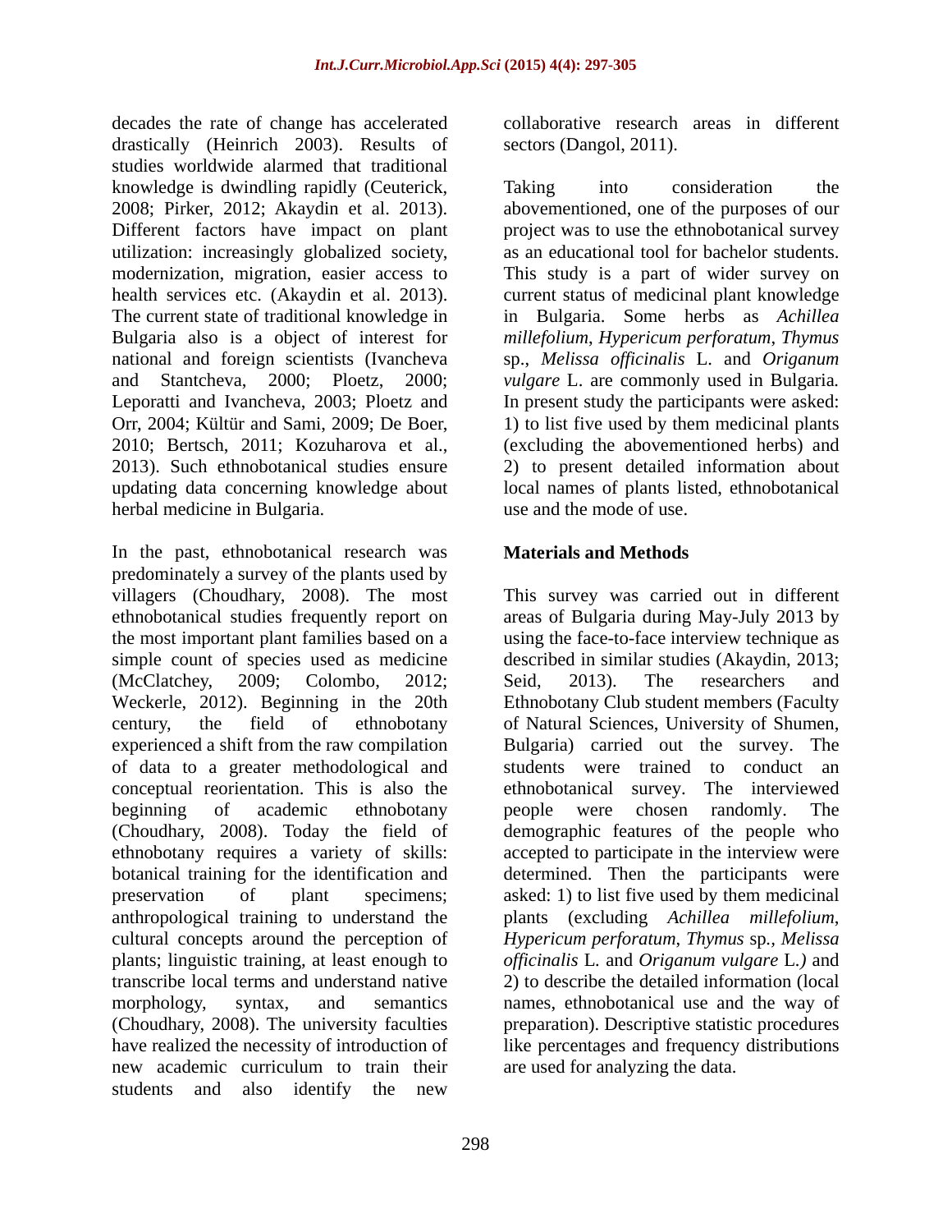decades the rate of change has accelerated drastically (Heinrich 2003). Results of studies worldwide alarmed that traditional knowledge is dwindling rapidly (Ceuterick, 2008; Pirker, 2012; Akaydin et al. 2013). Different factors have impact on plant utilization: increasingly globalized society, modernization, migration, easier access to health services etc. (Akaydin et al. 2013). The current state of traditional knowledge in Bulgaria also is a object of interest for national and foreign scientists (Ivancheva and Stantcheva, 2000; Ploetz, 2000; Leporatti and Ivancheva, 2003; Ploetz and Orr, 2004; Kültür and Sami, 2009; De Boer, 2010; Bertsch, 2011; Kozuharova et al., 2013). Such ethnobotanical studies ensure updating data concerning knowledge about herbal medicine in Bulgaria.

In the past, ethnobotanical research was predominately a survey of the plants used by villagers (Choudhary, 2008). The most ethnobotanical studies frequently report on the most important plant families based on a simple count of species used as medicine (McClatchey, 2009; Colombo, 2012; Weckerle, 2012). Beginning in the 20th century, the field of ethnobotany experienced a shift from the raw compilation of data to a greater methodological and conceptual reorientation. This is also the beginning of academic ethnobotany (Choudhary, 2008). Today the field of ethnobotany requires a variety of skills: botanical training for the identification and preservation of plant specimens; anthropological training to understand the cultural concepts around the perception of plants; linguistic training, at least enough to transcribe local terms and understand native morphology, syntax, and semantics (Choudhary, 2008). The university faculties have realized the necessity of introduction of new academic curriculum to train their students and also identify the new collaborative research areas in different sectors (Dangol, 2011).

Taking into consideration the abovementioned, one of the purposes of our project was to use the ethnobotanical survey as an educational tool for bachelor students. This study is a part of wider survey on current status of medicinal plant knowledge in Bulgaria. Some herbs as *Achillea millefolium*, *Hypericum perforatum*, *Thymus* sp., *Melissa officinalis* L. and *Origanum vulgare* L. are commonly used in Bulgaria. In present study the participants were asked: 1) to list five used by them medicinal plants (excluding the abovementioned herbs) and 2) to present detailed information about local names of plants listed, ethnobotanical use and the mode of use.

## Materials and Methods

This survey was carried out in different areas of Bulgaria during May-July 2013 by using the face-to-face interview technique as described in similar studies (Akaydin, 2013; Seid, 2013). The researchers and Ethnobotany Club student members (Faculty of Natural Sciences, University of Shumen, Bulgaria) carried out the survey. The students were trained to conduct an ethnobotanical survey. The interviewed people were chosen randomly. The demographic features of the people who accepted to participate in the interview were determined. Then the participants were asked: 1) to list five used by them medicinal plants (excluding *Achillea millefolium*, *Hypericum perforatum*, *Thymus* sp., *Melissa officinalis* L. and *Origanum vulgare* L.) and 2) to describe the detailed information (local names, ethnobotanical use and the way of preparation). Descriptive statistic procedures like percentages and frequency distributions are used for analyzing the data.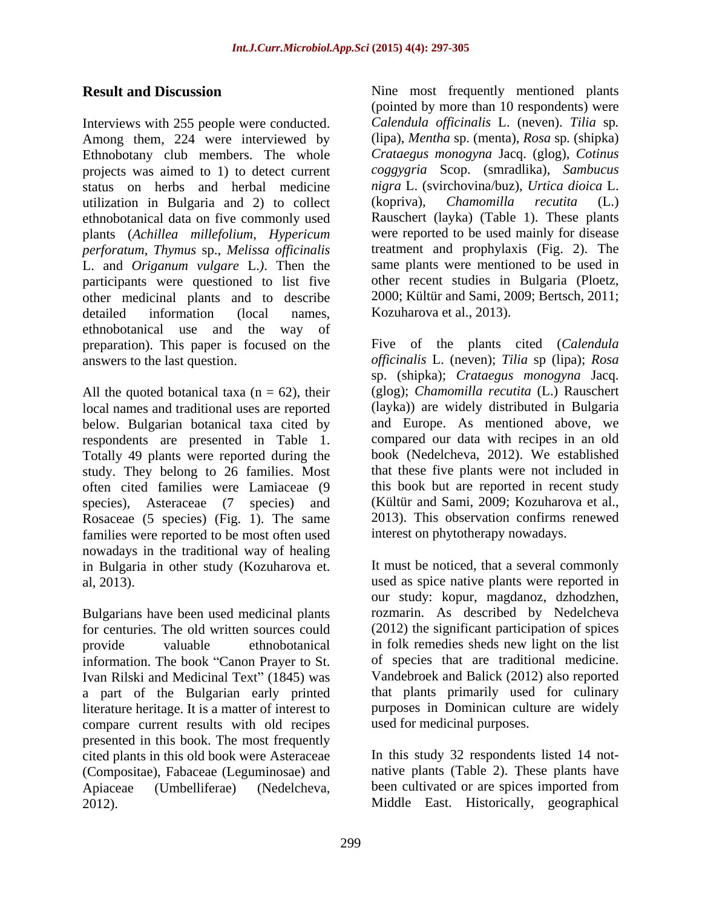## Result and Discussion

Interviews with 255 people were conducted. Among them, 224 were interviewed by Ethnobotany club members. The whole projects was aimed to 1) to detect current status on herbs and herbal medicine utilization in Bulgaria and 2) to collect ethnobotanical data on five commonly used plants (*Achillea millefolium*, *Hypericum perforatum*, *Thymus* sp., *Melissa officinalis* L. and *Origanum vulgare* L.). Then the participants were questioned to list five other medicinal plants and to describe detailed information (local names, ethnobotanical use and the way of preparation). This paper is focused on the answers to the last question.

All the quoted botanical taxa (n = 62), their local names and traditional uses are reported below. Bulgarian botanical taxa cited by respondents are presented in Table 1. Totally 49 plants were reported during the study. They belong to 26 families. Most often cited families were Lamiaceae (9 species), Asteraceae (7 species) and Rosaceae (5 species) (Fig. 1). The same families were reported to be most often used nowadays in the traditional way of healing in Bulgaria in other study (Kozuharova et. al, 2013).

Bulgarians have been used medicinal plants for centuries. The old written sources could provide valuable ethnobotanical information. The book "Canon Prayer to St. Ivan Rilski and Medicinal Text" (1845) was a part of the Bulgarian early printed literature heritage. It is a matter of interest to compare current results with old recipes presented in this book. The most frequently cited plants in this old book were Asteraceae (Compositae), Fabaceae (Leguminosae) and Apiaceae (Umbelliferae) (Nedelcheva, 2012).

Nine most frequently mentioned plants (pointed by more than 10 respondents) were *Calendula officinalis* L. (neven). *Tilia* sp. (lipa), *Mentha* sp. (menta), *Rosa* sp. (shipka) *Crataegus monogyna* Jacq. (glog), *Cotinus coggygria* Scop. (smradlika), *Sambucus nigra* L. (svirchovina/buz), *Urtica dioica* L. (kopriva), *Chamomilla recutita* (L.) Rauschert (layka) (Table 1). These plants were reported to be used mainly for disease treatment and prophylaxis (Fig. 2). The same plants were mentioned to be used in other recent studies in Bulgaria (Ploetz, 2000; Kültür and Sami, 2009; Bertsch, 2011; Kozuharova et al., 2013).

Five of the plants cited (*Calendula officinalis* L. (neven); *Tilia* sp (lipa); *Rosa* sp. (shipka); *Crataegus monogyna* Jacq. (glog); *Chamomilla recutita* (L.) Rauschert (layka)) are widely distributed in Bulgaria and Europe. As mentioned above, we compared our data with recipes in an old book (Nedelcheva, 2012). We established that these five plants were not included in this book but are reported in recent study (Kültür and Sami, 2009; Kozuharova et al., 2013). This observation confirms renewed interest on phytotherapy nowadays.

It must be noticed, that a several commonly used as spice native plants were reported in our study: kopur, magdanoz, dzhodzhen, rozmarin. As described by Nedelcheva (2012) the significant participation of spices in folk remedies sheds new light on the list of species that are traditional medicine. Vandebroek and Balick (2012) also reported that plants primarily used for culinary purposes in Dominican culture are widely used for medicinal purposes.

In this study 32 respondents listed 14 not-native plants (Table 2). These plants have been cultivated or are spices imported from Middle East. Historically, geographical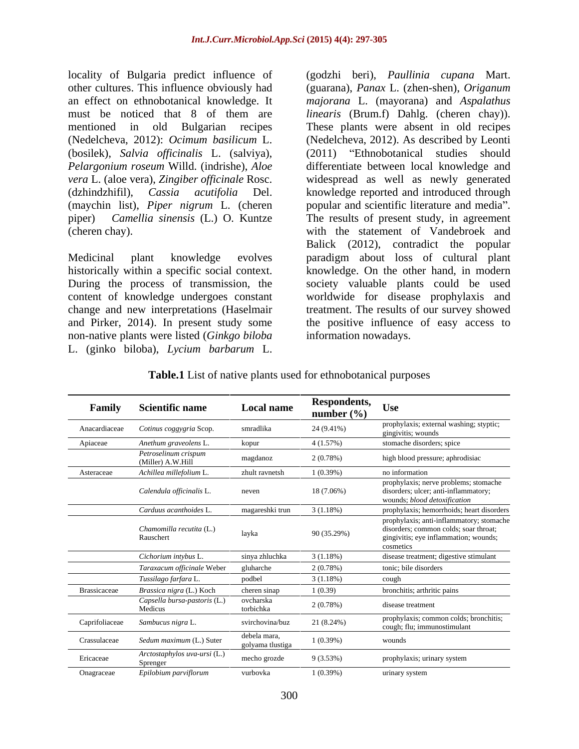locality of Bulgaria predict influence of other cultures. This influence obviously had an effect on ethnobotanical knowledge. It must be noticed that 8 of them are mentioned in old Bulgarian recipes (Nedelcheva, 2012): *Ocimum basilicum* L. (bosilek), *Salvia officinalis* L. (salviya), *Pelargonium roseum* Willd. (indrishe), *Aloe vera* L. (aloe vera), *Zingiber officinale* Rosc. (dzhindzhifil), *Cassia acutifolia* Del. (maychin list), *Piper nigrum* L. (cheren piper) *Camellia sinensis* (L.) O. Kuntze (cheren chay).

Medicinal plant knowledge evolves historically within a specific social context. During the process of transmission, the content of knowledge undergoes constant change and new interpretations (Haselmair and Pirker, 2014). In present study some non-native plants were listed (*Ginkgo biloba* L. (ginko biloba), *Lycium barbarum* L. (godzhi beri), *Paullinia cupana* Mart. (guarana), *Panax* L. (zhen-shen), *Origanum majorana* L. (mayorana) and *Aspalathus linearis* (Brum.f) Dahlg. (cheren chay)). These plants were absent in old recipes (Nedelcheva, 2012). As described by Leonti (2011) "Ethnobotanical studies should differentiate between local knowledge and widespread as well as newly generated knowledge reported and introduced through popular and scientific literature and media". The results of present study, in agreement with the statement of Vandebroek and Balick (2012), contradict the popular paradigm about loss of cultural plant knowledge. On the other hand, in modern society valuable plants could be used worldwide for disease prophylaxis and treatment. The results of our survey showed the positive influence of easy access to information nowadays.

**Table.1** List of native plants used for ethnobotanical purposes

| Family | Scientific name | Local name | Respondents, number (%) | Use |
|---|---|---|---|---|
| Anacardiaceae | *Cotinus coggygria* Scop. | smradlika | 24 (9.41%) | prophylaxis; external washing; styptic; gingivitis; wounds |
| Apiaceae | *Anethum graveolens* L. | kopur | 4 (1.57%) | stomache disorders; spice |
| | *Petroselinum crispum* (Miller) A.W.Hill | magdanoz | 2 (0.78%) | high blood pressure; aphrodisiac |
| Asteraceae | *Achillea millefolium* L. | zhult ravnetsh | 1 (0.39%) | no information |
| | *Calendula officinalis* L. | neven | 18 (7.06%) | prophylaxis; nerve problems; stomache disorders; ulcer; anti-inflammatory; wounds; *blood detoxification* |
| | *Carduus acanthoides* L. | magareshki trun | 3 (1.18%) | prophylaxis; hemorrhoids; heart disorders |
| | *Chamomilla recutita* (L.) Rauschert | layka | 90 (35.29%) | prophylaxis; anti-inflammatory; stomache disorders; common colds; soar throat; gingivitis; eye inflammation; wounds; cosmetics |
| | *Cichorium intybus* L. | sinya zhluchka | 3 (1.18%) | disease treatment; digestive stimulant |
| | *Taraxacum officinale* Weber | gluharche | 2 (0.78%) | tonic; bile disorders |
| | *Tussilago farfara* L. | podbel | 3 (1.18%) | cough |
| Brassicaceae | *Brassica nigra* (L.) Koch | cheren sinap | 1 (0.39) | bronchitis; arthritic pains |
| | *Capsella bursa-pastoris* (L.) Medicus | ovcharska torbichka | 2 (0.78%) | disease treatment |
| Caprifoliaceae | *Sambucus nigra* L. | svirchovina/buz | 21 (8.24%) | prophylaxis; common colds; bronchitis; cough; flu; immunostimulant |
| Crassulaceae | *Sedum maximum* (L.) Suter | debela mara, golyama tlustiga | 1 (0.39%) | wounds |
| Ericaceae | *Arctostaphylos uva-ursi* (L.) Sprenger | mecho grozde | 9 (3.53%) | prophylaxis; urinary system |
| Onagraceae | *Epilobium parviflorum* | vurbovka | 1 (0.39%) | urinary system |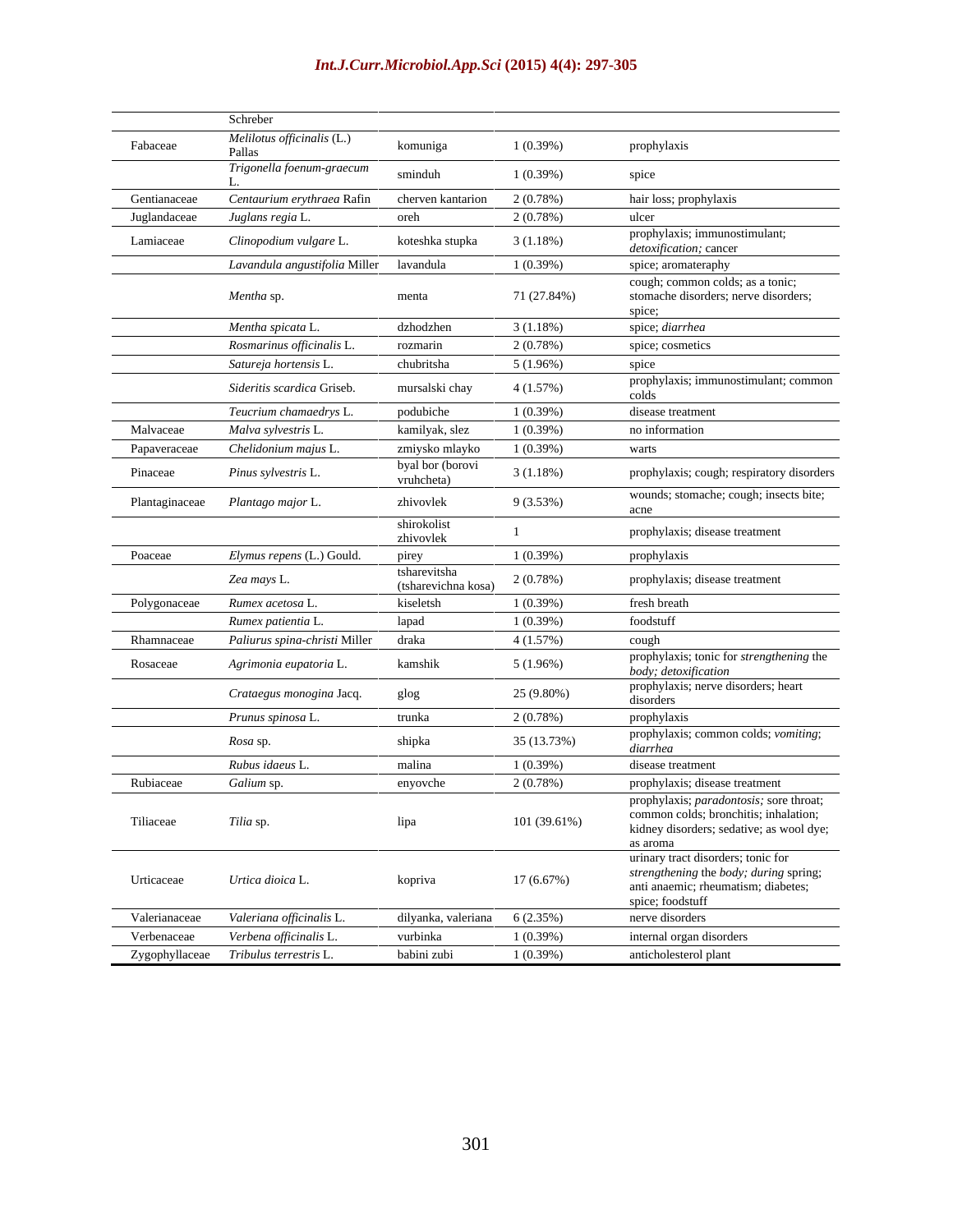|  | Schreber |  |  |  |
|---|---|---|---|---|
| Fabaceae | *Melilotus officinalis* (L.) Pallas | komuniga | 1 (0.39%) | prophylaxis |
|  | *Trigonella foenum-graecum* L. | sminduh | 1 (0.39%) | spice |
| Gentianaceae | *Centaurium erythraea* Rafin | cherven kantarion | 2 (0.78%) | hair loss; prophylaxis |
| Juglandaceae | *Juglans regia* L. | oreh | 2 (0.78%) | ulcer |
| Lamiaceae | *Clinopodium vulgare* L. | koteshka stupka | 3 (1.18%) | prophylaxis; immunostimulant; *detoxification;* cancer |
|  | *Lavandula angustifolia* Miller | lavandula | 1 (0.39%) | spice; aromateraphy |
|  | *Mentha* sp. | menta | 71 (27.84%) | cough; common colds; as a tonic; stomache disorders; nerve disorders; spice; |
|  | *Mentha spicata* L. | dzhodzhen | 3 (1.18%) | spice; *diarrhea* |
|  | *Rosmarinus officinalis* L. | rozmarin | 2 (0.78%) | spice; cosmetics |
|  | *Satureja hortensis* L. | chubritsha | 5 (1.96%) | spice |
|  | *Sideritis scardica* Griseb. | mursalski chay | 4 (1.57%) | prophylaxis; immunostimulant; common colds |
|  | *Teucrium chamaedrys* L. | podubiche | 1 (0.39%) | disease treatment |
| Malvaceae | *Malva sylvestris* L. | kamilyak, slez | 1 (0.39%) | no information |
| Papaveraceae | *Chelidonium majus* L. | zmiysko mlayko | 1 (0.39%) | warts |
| Pinaceae | *Pinus sylvestris* L. | byal bor (borovi vruhcheta) | 3 (1.18%) | prophylaxis; cough; respiratory disorders |
| Plantaginaceae | *Plantago major* L. | zhivovlek | 9 (3.53%) | wounds; stomache; cough; insects bite; acne |
|  |  | shirokolist zhivovlek | 1 | prophylaxis; disease treatment |
| Poaceae | *Elymus repens* (L.) Gould. | pirey | 1 (0.39%) | prophylaxis |
|  | *Zea mays* L. | tsharevitsha (tsharevichna kosa) | 2 (0.78%) | prophylaxis; disease treatment |
| Polygonaceae | *Rumex acetosa* L. | kiseletsh | 1 (0.39%) | fresh breath |
|  | *Rumex patientia* L. | lapad | 1 (0.39%) | foodstuff |
| Rhamnaceae | *Paliurus spina-christi* Miller | draka | 4 (1.57%) | cough |
| Rosaceae | *Agrimonia eupatoria* L. | kamshik | 5 (1.96%) | prophylaxis; tonic for *strengthening* the *body; detoxification* |
|  | *Crataegus monogina* Jacq. | glog | 25 (9.80%) | prophylaxis; nerve disorders; heart disorders |
|  | *Prunus spinosa* L. | trunka | 2 (0.78%) | prophylaxis |
|  | *Rosa* sp. | shipka | 35 (13.73%) | prophylaxis; common colds; *vomiting*; *diarrhea* |
|  | *Rubus idaeus* L. | malina | 1 (0.39%) | disease treatment |
| Rubiaceae | *Galium* sp. | enyovche | 2 (0.78%) | prophylaxis; disease treatment |
| Tiliaceae | *Tilia* sp. | lipa | 101 (39.61%) | prophylaxis; *paradontosis;* sore throat; common colds; bronchitis; inhalation; kidney disorders; sedative; as wool dye; as aroma |
| Urticaceae | *Urtica dioica* L. | kopriva | 17 (6.67%) | urinary tract disorders; tonic for *strengthening* the *body; during* spring; anti anaemic; rheumatism; diabetes; spice; foodstuff |
| Valerianaceae | *Valeriana officinalis* L. | dilyanka, valeriana | 6 (2.35%) | nerve disorders |
| Verbenaceae | *Verbena officinalis* L. | vurbinka | 1 (0.39%) | internal organ disorders |
| Zygophyllaceae | *Tribulus terrestris* L. | babini zubi | 1 (0.39%) | anticholesterol plant |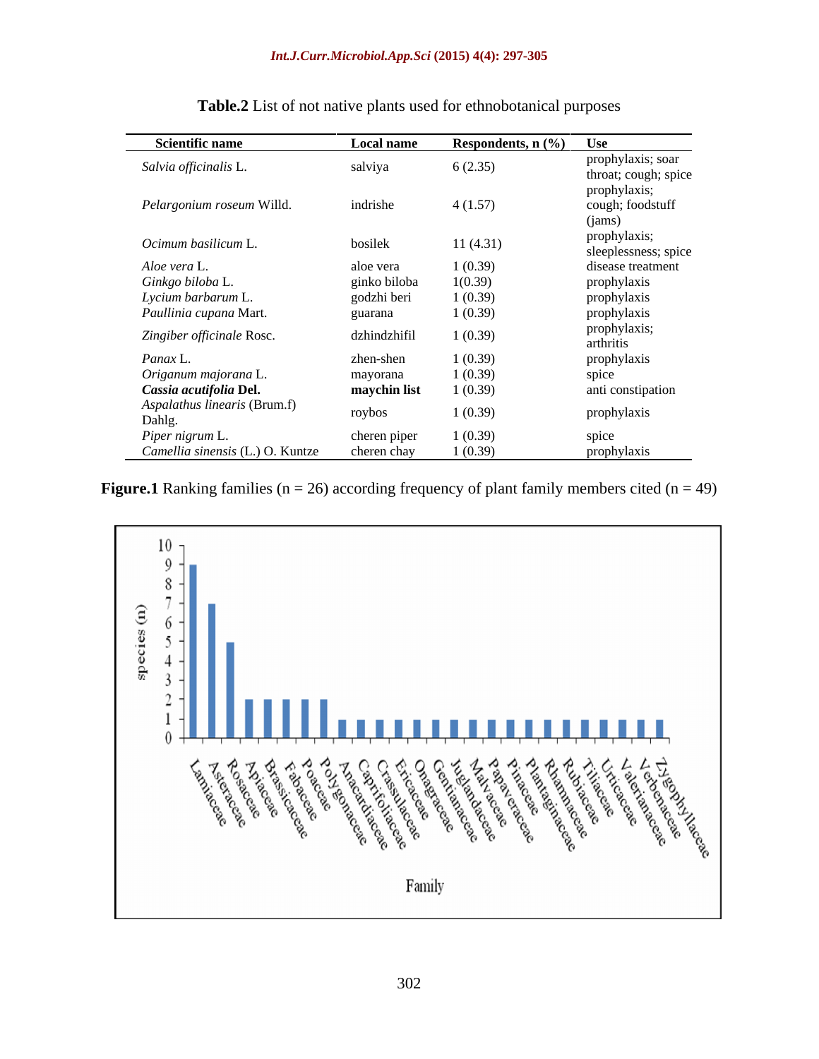**Table.2** List of not native plants used for ethnobotanical purposes

| Scientific name | Local name | Respondents, n (%) | Use |
|---|---|---|---|
| *Salvia officinalis* L. | salviya | 6 (2.35) | prophylaxis; soar throat; cough; spice |
| *Pelargonium roseum* Willd. | indrishe | 4 (1.57) | prophylaxis; cough; foodstuff (jams) |
| *Ocimum basilicum* L. | bosilek | 11 (4.31) | prophylaxis; sleeplessness; spice |
| *Aloe vera* L. | aloe vera | 1 (0.39) | disease treatment |
| *Ginkgo biloba* L. | ginko biloba | 1(0.39) | prophylaxis |
| *Lycium barbarum* L. | godzhi beri | 1 (0.39) | prophylaxis |
| *Paullinia cupana* Mart. | guarana | 1 (0.39) | prophylaxis |
| *Zingiber officinale* Rosc. | dzhindzhifil | 1 (0.39) | prophylaxis; arthritis |
| *Panax* L. | zhen-shen | 1 (0.39) | prophylaxis |
| *Origanum majorana* L. | mayorana | 1 (0.39) | spice |
| ***Cassia acutifolia* Del.** | **maychin list** | 1 (0.39) | anti constipation |
| *Aspalathus linearis* (Brum.f) Dahlg. | roybos | 1 (0.39) | prophylaxis |
| *Piper nigrum* L. | cheren piper | 1 (0.39) | spice |
| *Camellia sinensis* (L.) O. Kuntze | cheren chay | 1 (0.39) | prophylaxis |

**Figure.1** Ranking families (n = 26) according frequency of plant family members cited (n = 49)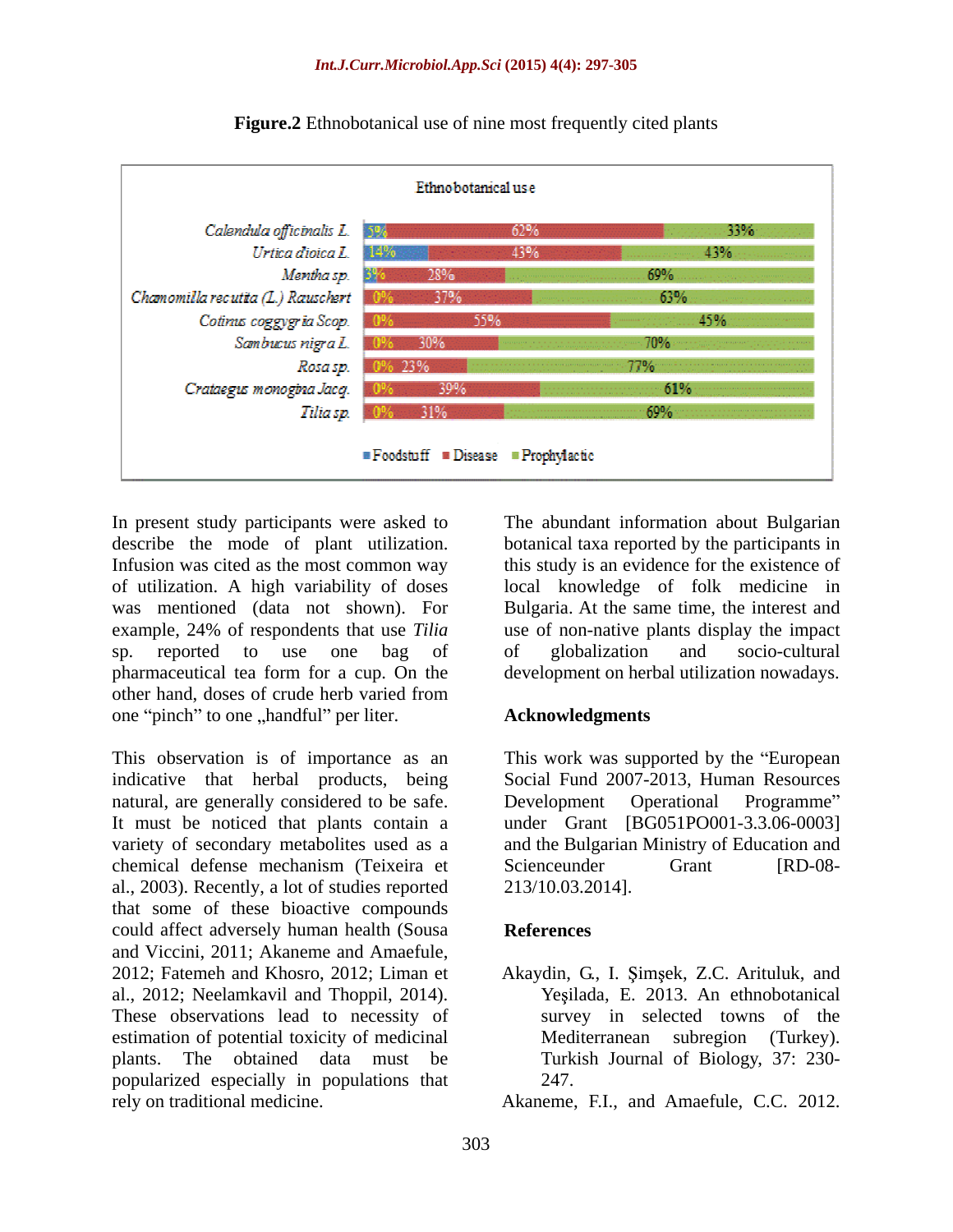**Figure.2** Ethnobotanical use of nine most frequently cited plants

Ethnobotanical use

| Plant | Foodstuff | Disease | Prophylactic |
|---|---|---|---|
| *Calendula officinalis* L. | 5% | 62% | 33% |
| *Urtica dioica* L. | 14% | 43% | 43% |
| *Mentha* sp. | 3% | 28% | 69% |
| *Chamomilla recutita* (L.) Rauschert | 0% | 37% | 63% |
| *Cotinus coggygria* Scop. | 0% | 55% | 45% |
| *Sambucus nigra* L. | 0% | 30% | 70% |
| *Rosa* sp. | 0% | 23% | 77% |
| *Crataegus monogina* Jacq. | 0% | 39% | 61% |
| *Tilia* sp. | 0% | 31% | 69% |

In present study participants were asked to describe the mode of plant utilization. Infusion was cited as the most common way of utilization. A high variability of doses was mentioned (data not shown). For example, 24% of respondents that use *Tilia* sp. reported to use one bag of pharmaceutical tea form for a cup. On the other hand, doses of crude herb varied from one "pinch" to one „handful" per liter.

This observation is of importance as an indicative that herbal products, being natural, are generally considered to be safe. It must be noticed that plants contain a variety of secondary metabolites used as a chemical defense mechanism (Teixeira et al., 2003). Recently, a lot of studies reported that some of these bioactive compounds could affect adversely human health (Sousa and Viccini, 2011; Akaneme and Amaefule, 2012; Fatemeh and Khosro, 2012; Liman et al., 2012; Neelamkavil and Thoppil, 2014). These observations lead to necessity of estimation of potential toxicity of medicinal plants. The obtained data must be popularized especially in populations that rely on traditional medicine.

The abundant information about Bulgarian botanical taxa reported by the participants in this study is an evidence for the existence of local knowledge of folk medicine in Bulgaria. At the same time, the interest and use of non-native plants display the impact of globalization and socio-cultural development on herbal utilization nowadays.

## Acknowledgments

This work was supported by the "European Social Fund 2007-2013, Human Resources Development Operational Programme" under Grant [BG051PO001-3.3.06-0003] and the Bulgarian Ministry of Education and Scienceunder Grant [RD-08-213/10.03.2014].

## References

Akaydin, G., I. Şimşek, Z.C. Arituluk, and Yeşilada, E. 2013. An ethnobotanical survey in selected towns of the Mediterranean subregion (Turkey). Turkish Journal of Biology, 37: 230-247.

Akaneme, F.I., and Amaefule, C.C. 2012.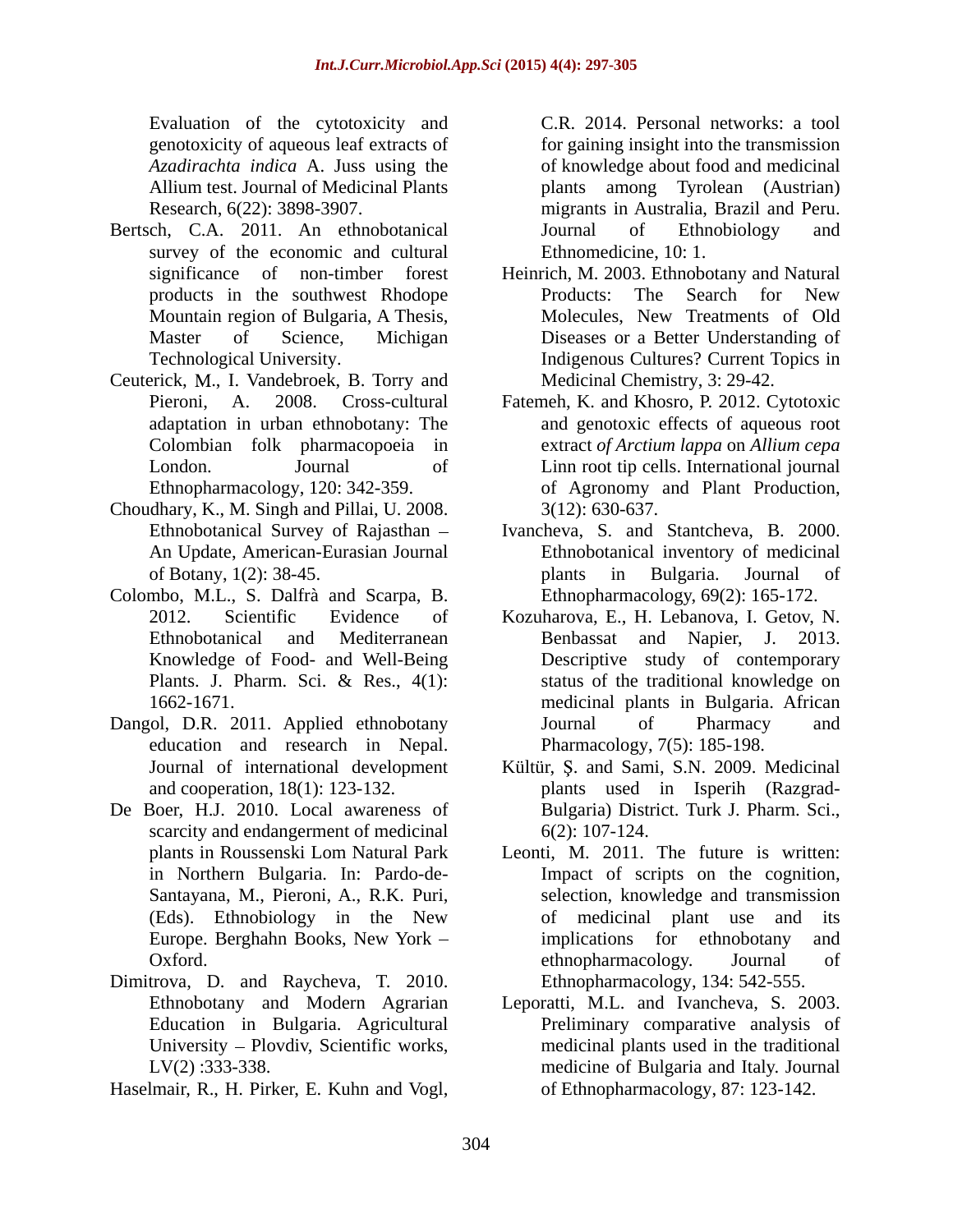Evaluation of the cytotoxicity and genotoxicity of aqueous leaf extracts of *Azadirachta indica* A. Juss using the Allium test. Journal of Medicinal Plants Research, 6(22): 3898-3907.

Bertsch, C.A. 2011. An ethnobotanical survey of the economic and cultural significance of non-timber forest products in the southwest Rhodope Mountain region of Bulgaria, A Thesis, Master of Science, Michigan Technological University.

Ceuterick, M., I. Vandebroek, B. Torry and Pieroni, A. 2008. Cross-cultural adaptation in urban ethnobotany: The Colombian folk pharmacopoeia in London. Journal of Ethnopharmacology, 120: 342-359.

Choudhary, K., M. Singh and Pillai, U. 2008. Ethnobotanical Survey of Rajasthan – An Update, American-Eurasian Journal of Botany, 1(2): 38-45.

Colombo, M.L., S. Dalfrà and Scarpa, B. 2012. Scientific Evidence of Ethnobotanical and Mediterranean Knowledge of Food- and Well-Being Plants. J. Pharm. Sci. & Res., 4(1): 1662-1671.

Dangol, D.R. 2011. Applied ethnobotany education and research in Nepal. Journal of international development and cooperation, 18(1): 123-132.

De Boer, H.J. 2010. Local awareness of scarcity and endangerment of medicinal plants in Roussenski Lom Natural Park in Northern Bulgaria. In: Pardo-de-Santayana, M., Pieroni, A., R.K. Puri, (Eds). Ethnobiology in the New Europe. Berghahn Books, New York – Oxford.

Dimitrova, D. and Raycheva, T. 2010. Ethnobotany and Modern Agrarian Education in Bulgaria. Agricultural University – Plovdiv, Scientific works, LV(2) :333-338.

Haselmair, R., H. Pirker, E. Kuhn and Vogl, C.R. 2014. Personal networks: a tool for gaining insight into the transmission of knowledge about food and medicinal plants among Tyrolean (Austrian) migrants in Australia, Brazil and Peru. Journal of Ethnobiology and Ethnomedicine, 10: 1.

Heinrich, M. 2003. Ethnobotany and Natural Products: The Search for New Molecules, New Treatments of Old Diseases or a Better Understanding of Indigenous Cultures? Current Topics in Medicinal Chemistry, 3: 29-42.

Fatemeh, K. and Khosro, P. 2012. Cytotoxic and genotoxic effects of aqueous root extract *of Arctium lappa* on *Allium cepa* Linn root tip cells. International journal of Agronomy and Plant Production, 3(12): 630-637.

Ivancheva, S. and Stantcheva, B. 2000. Ethnobotanical inventory of medicinal plants in Bulgaria. Journal of Ethnopharmacology, 69(2): 165-172.

Kozuharova, E., H. Lebanova, I. Getov, N. Benbassat and Napier, J. 2013. Descriptive study of contemporary status of the traditional knowledge on medicinal plants in Bulgaria. African Journal of Pharmacy and Pharmacology, 7(5): 185-198.

Kültür, Ş. and Sami, S.N. 2009. Medicinal plants used in Isperih (Razgrad-Bulgaria) District. Turk J. Pharm. Sci., 6(2): 107-124.

Leonti, M. 2011. The future is written: Impact of scripts on the cognition, selection, knowledge and transmission of medicinal plant use and its implications for ethnobotany and ethnopharmacology. Journal of Ethnopharmacology, 134: 542-555.

Leporatti, M.L. and Ivancheva, S. 2003. Preliminary comparative analysis of medicinal plants used in the traditional medicine of Bulgaria and Italy. Journal of Ethnopharmacology, 87: 123-142.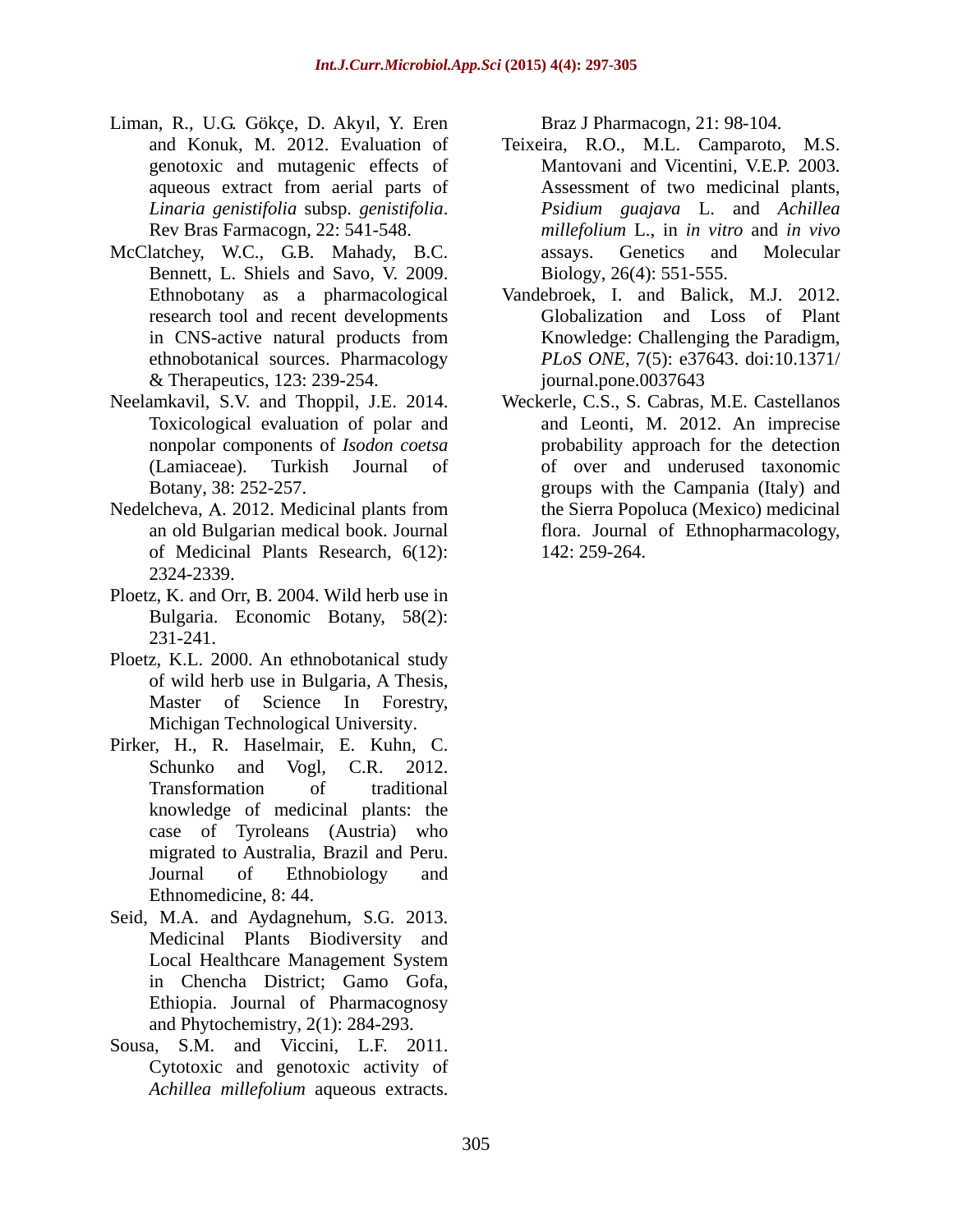Liman, R., U.G. Gökçe, D. Akyıl, Y. Eren and Konuk, M. 2012. Evaluation of genotoxic and mutagenic effects of aqueous extract from aerial parts of *Linaria genistifolia* subsp. *genistifolia*. Rev Bras Farmacogn, 22: 541-548.

McClatchey, W.C., G.B. Mahady, B.C. Bennett, L. Shiels and Savo, V. 2009. Ethnobotany as a pharmacological research tool and recent developments in CNS-active natural products from ethnobotanical sources. Pharmacology & Therapeutics, 123: 239-254.

Neelamkavil, S.V. and Thoppil, J.E. 2014. Toxicological evaluation of polar and nonpolar components of *Isodon coetsa* (Lamiaceae). Turkish Journal of Botany, 38: 252-257.

Nedelcheva, A. 2012. Medicinal plants from an old Bulgarian medical book. Journal of Medicinal Plants Research, 6(12): 2324-2339.

Ploetz, K. and Orr, B. 2004. Wild herb use in Bulgaria. Economic Botany, 58(2): 231-241.

Ploetz, K.L. 2000. An ethnobotanical study of wild herb use in Bulgaria, A Thesis, Master of Science In Forestry, Michigan Technological University.

Pirker, H., R. Haselmair, E. Kuhn, C. Schunko and Vogl, C.R. 2012. Transformation of traditional knowledge of medicinal plants: the case of Tyroleans (Austria) who migrated to Australia, Brazil and Peru. Journal of Ethnobiology and Ethnomedicine, 8: 44.

Seid, M.A. and Aydagnehum, S.G. 2013. Medicinal Plants Biodiversity and Local Healthcare Management System in Chencha District; Gamo Gofa, Ethiopia. Journal of Pharmacognosy and Phytochemistry, 2(1): 284-293.

Sousa, S.M. and Viccini, L.F. 2011. Cytotoxic and genotoxic activity of *Achillea millefolium* aqueous extracts. Braz J Pharmacogn, 21: 98-104.

Teixeira, R.O., M.L. Camparoto, M.S. Mantovani and Vicentini, V.E.P. 2003. Assessment of two medicinal plants, *Psidium guajava* L. and *Achillea millefolium* L., in *in vitro* and *in vivo* assays. Genetics and Molecular Biology, 26(4): 551-555.

Vandebroek, I. and Balick, M.J. 2012. Globalization and Loss of Plant Knowledge: Challenging the Paradigm, *PLoS ONE*, 7(5): e37643. doi:10.1371/ journal.pone.0037643

Weckerle, C.S., S. Cabras, M.E. Castellanos and Leonti, M. 2012. An imprecise probability approach for the detection of over and underused taxonomic groups with the Campania (Italy) and the Sierra Popoluca (Mexico) medicinal flora. Journal of Ethnopharmacology, 142: 259-264.